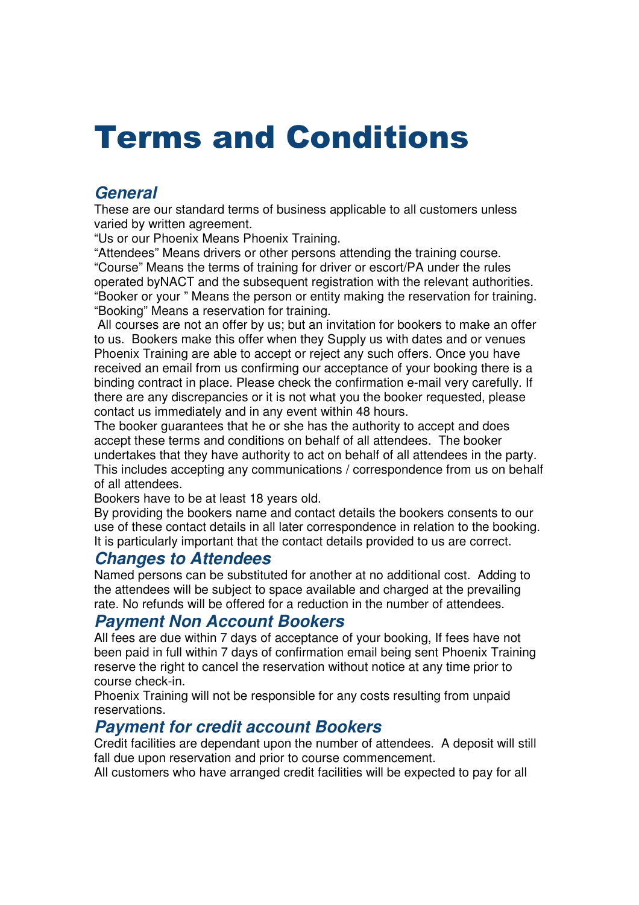# Terms and Conditions

## *General*

These are our standard terms of business applicable to all customers unless varied by written agreement.

"Us or our Phoenix Means Phoenix Training.

"Attendees" Means drivers or other persons attending the training course.

"Course" Means the terms of training for driver or escort/PA under the rules operated byNACT and the subsequent registration with the relevant authorities.

"Booker or your " Means the person or entity making the reservation for training.

"Booking" Means a reservation for training.

All courses are not an offer by us; but an invitation for bookers to make an offer to us. Bookers make this offer when they Supply us with dates and or venues Phoenix Training are able to accept or reject any such offers. Once you have received an email from us confirming our acceptance of your booking there is a binding contract in place. Please check the confirmation e-mail very carefully. If there are any discrepancies or it is not what you the booker requested, please contact us immediately and in any event within 48 hours.

The booker guarantees that he or she has the authority to accept and does accept these terms and conditions on behalf of all attendees. The booker undertakes that they have authority to act on behalf of all attendees in the party. This includes accepting any communications / correspondence from us on behalf of all attendees.

Bookers have to be at least 18 years old.

By providing the bookers name and contact details the bookers consents to our use of these contact details in all later correspondence in relation to the booking. It is particularly important that the contact details provided to us are correct.

## *Changes to Attendees*

Named persons can be substituted for another at no additional cost. Adding to the attendees will be subject to space available and charged at the prevailing rate. No refunds will be offered for a reduction in the number of attendees.

## *Payment Non Account Bookers*

All fees are due within 7 days of acceptance of your booking, If fees have not been paid in full within 7 days of confirmation email being sent Phoenix Training reserve the right to cancel the reservation without notice at any time prior to course check-in.

Phoenix Training will not be responsible for any costs resulting from unpaid reservations.

## *Payment for credit account Bookers*

Credit facilities are dependant upon the number of attendees. A deposit will still fall due upon reservation and prior to course commencement.

All customers who have arranged credit facilities will be expected to pay for all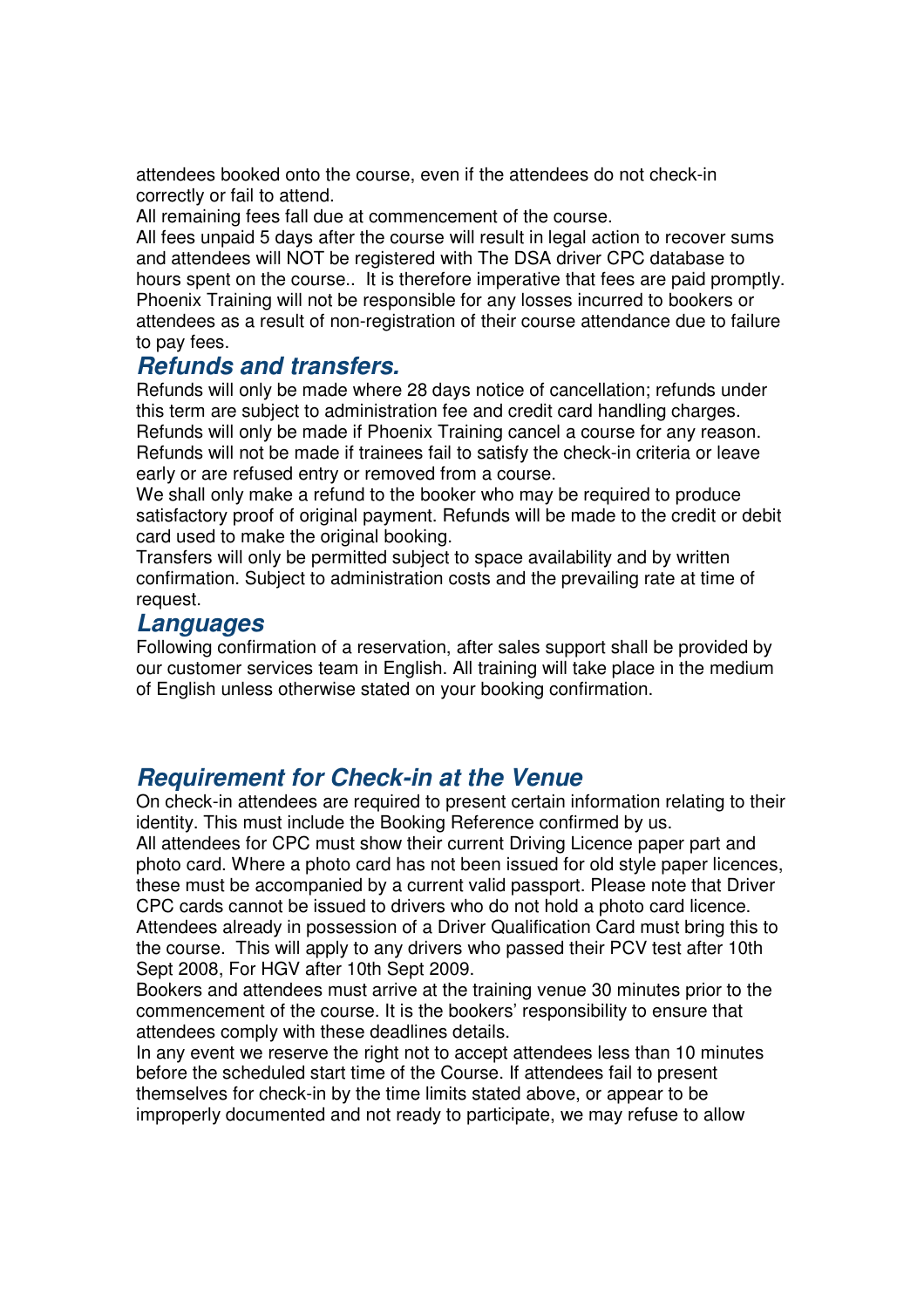attendees booked onto the course, even if the attendees do not check-in correctly or fail to attend.
All remaining fees fall due at commencement of the course.
All fees unpaid 5 days after the course will result in legal action to recover sums and attendees will NOT be registered with The DSA driver CPC database to hours spent on the course.. It is therefore imperative that fees are paid promptly. Phoenix Training will not be responsible for any losses incurred to bookers or attendees as a result of non-registration of their course attendance due to failure to pay fees.

## *Refunds and transfers.*

Refunds will only be made where 28 days notice of cancellation; refunds under this term are subject to administration fee and credit card handling charges.
Refunds will only be made if Phoenix Training cancel a course for any reason.
Refunds will not be made if trainees fail to satisfy the check-in criteria or leave early or are refused entry or removed from a course.
We shall only make a refund to the booker who may be required to produce satisfactory proof of original payment. Refunds will be made to the credit or debit card used to make the original booking.
Transfers will only be permitted subject to space availability and by written confirmation. Subject to administration costs and the prevailing rate at time of request.

## *Languages*

Following confirmation of a reservation, after sales support shall be provided by our customer services team in English. All training will take place in the medium of English unless otherwise stated on your booking confirmation.

## *Requirement for Check-in at the Venue*

On check-in attendees are required to present certain information relating to their identity. This must include the Booking Reference confirmed by us.
All attendees for CPC must show their current Driving Licence paper part and photo card. Where a photo card has not been issued for old style paper licences, these must be accompanied by a current valid passport. Please note that Driver CPC cards cannot be issued to drivers who do not hold a photo card licence.
Attendees already in possession of a Driver Qualification Card must bring this to the course. This will apply to any drivers who passed their PCV test after 10th Sept 2008, For HGV after 10th Sept 2009.
Bookers and attendees must arrive at the training venue 30 minutes prior to the commencement of the course. It is the bookers' responsibility to ensure that attendees comply with these deadlines details.
In any event we reserve the right not to accept attendees less than 10 minutes before the scheduled start time of the Course. If attendees fail to present themselves for check-in by the time limits stated above, or appear to be improperly documented and not ready to participate, we may refuse to allow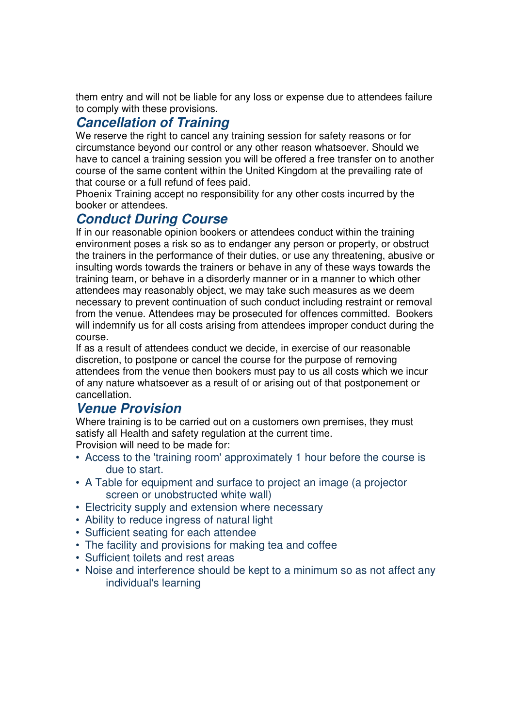them entry and will not be liable for any loss or expense due to attendees failure to comply with these provisions.

## Cancellation of Training

We reserve the right to cancel any training session for safety reasons or for circumstance beyond our control or any other reason whatsoever. Should we have to cancel a training session you will be offered a free transfer on to another course of the same content within the United Kingdom at the prevailing rate of that course or a full refund of fees paid.

Phoenix Training accept no responsibility for any other costs incurred by the booker or attendees.

## Conduct During Course

If in our reasonable opinion bookers or attendees conduct within the training environment poses a risk so as to endanger any person or property, or obstruct the trainers in the performance of their duties, or use any threatening, abusive or insulting words towards the trainers or behave in any of these ways towards the training team, or behave in a disorderly manner or in a manner to which other attendees may reasonably object, we may take such measures as we deem necessary to prevent continuation of such conduct including restraint or removal from the venue. Attendees may be prosecuted for offences committed. Bookers will indemnify us for all costs arising from attendees improper conduct during the course.

If as a result of attendees conduct we decide, in exercise of our reasonable discretion, to postpone or cancel the course for the purpose of removing attendees from the venue then bookers must pay to us all costs which we incur of any nature whatsoever as a result of or arising out of that postponement or cancellation.

## Venue Provision

Where training is to be carried out on a customers own premises, they must satisfy all Health and safety regulation at the current time.

Provision will need to be made for:

- Access to the 'training room' approximately 1 hour before the course is due to start.
- A Table for equipment and surface to project an image (a projector screen or unobstructed white wall)
- Electricity supply and extension where necessary
- Ability to reduce ingress of natural light
- Sufficient seating for each attendee
- The facility and provisions for making tea and coffee
- Sufficient toilets and rest areas
- Noise and interference should be kept to a minimum so as not affect any individual's learning